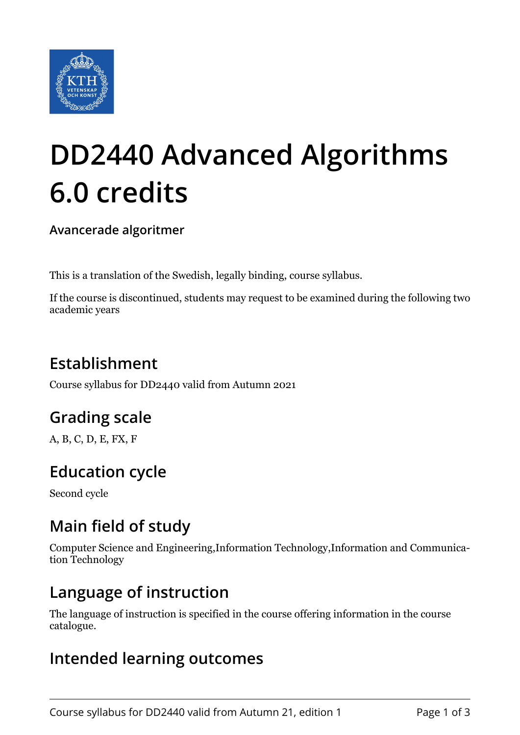# DD2440 Advanced Algorithms 6.0 credits

**Avancerade algoritmer**

This is a translation of the Swedish, legally binding, course syllabus.

If the course is discontinued, students may request to be examined during the following two academic years

## Establishment

Course syllabus for DD2440 valid from Autumn 2021

## Grading scale

A, B, C, D, E, FX, F

## Education cycle

Second cycle

## Main field of study

Computer Science and Engineering,Information Technology,Information and Communication Technology

## Language of instruction

The language of instruction is specified in the course offering information in the course catalogue.

## Intended learning outcomes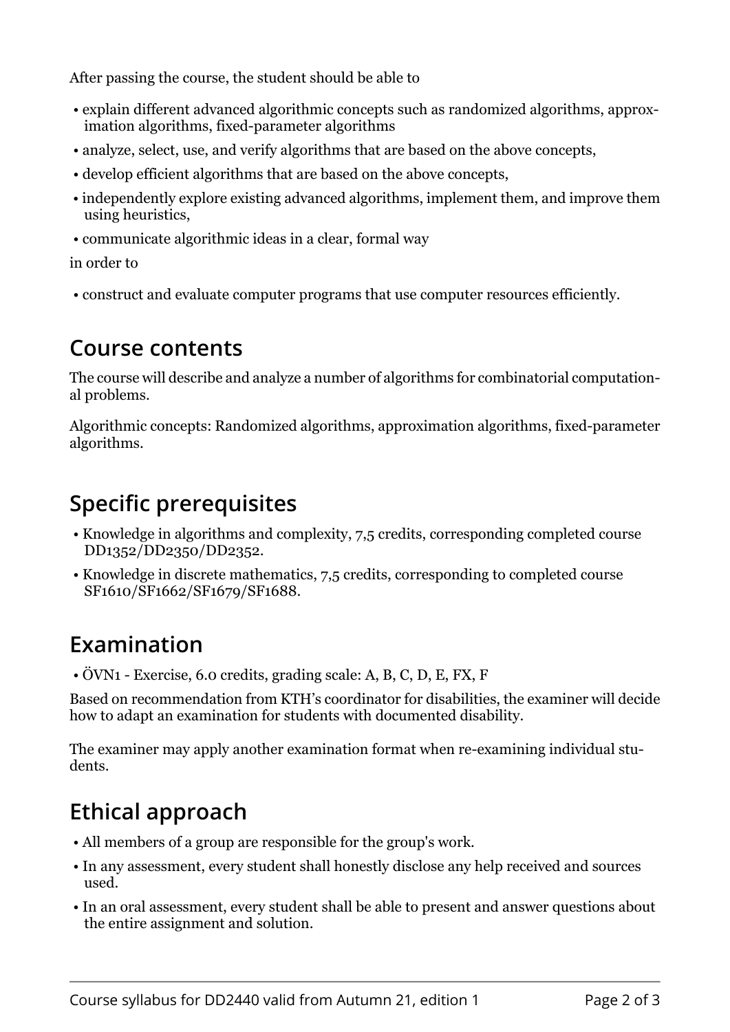After passing the course, the student should be able to

- explain different advanced algorithmic concepts such as randomized algorithms, approximation algorithms, fixed-parameter algorithms
- analyze, select, use, and verify algorithms that are based on the above concepts,
- develop efficient algorithms that are based on the above concepts,
- independently explore existing advanced algorithms, implement them, and improve them using heuristics,
- communicate algorithmic ideas in a clear, formal way

in order to

- construct and evaluate computer programs that use computer resources efficiently.

## Course contents

The course will describe and analyze a number of algorithms for combinatorial computational problems.

Algorithmic concepts: Randomized algorithms, approximation algorithms, fixed-parameter algorithms.

## Specific prerequisites

- Knowledge in algorithms and complexity, 7,5 credits, corresponding completed course DD1352/DD2350/DD2352.
- Knowledge in discrete mathematics, 7,5 credits, corresponding to completed course SF1610/SF1662/SF1679/SF1688.

## Examination

- ÖVN1 - Exercise, 6.0 credits, grading scale: A, B, C, D, E, FX, F

Based on recommendation from KTH's coordinator for disabilities, the examiner will decide how to adapt an examination for students with documented disability.

The examiner may apply another examination format when re-examining individual students.

## Ethical approach

- All members of a group are responsible for the group's work.
- In any assessment, every student shall honestly disclose any help received and sources used.
- In an oral assessment, every student shall be able to present and answer questions about the entire assignment and solution.